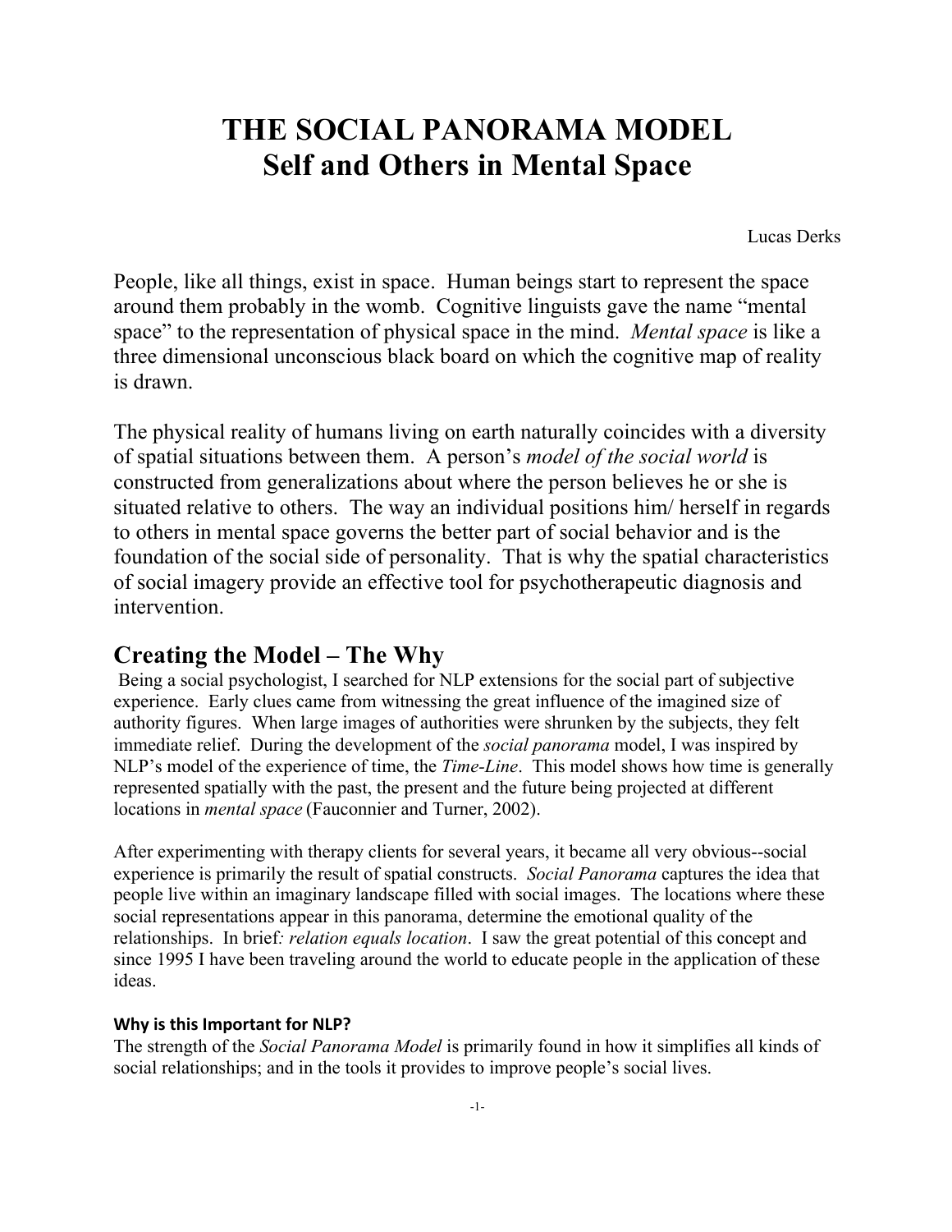# THE SOCIAL PANORAMA MODEL
# Self and Others in Mental Space

Lucas Derks

People, like all things, exist in space. Human beings start to represent the space around them probably in the womb. Cognitive linguists gave the name "mental space" to the representation of physical space in the mind. *Mental space* is like a three dimensional unconscious black board on which the cognitive map of reality is drawn.

The physical reality of humans living on earth naturally coincides with a diversity of spatial situations between them. A person's *model of the social world* is constructed from generalizations about where the person believes he or she is situated relative to others. The way an individual positions him/ herself in regards to others in mental space governs the better part of social behavior and is the foundation of the social side of personality. That is why the spatial characteristics of social imagery provide an effective tool for psychotherapeutic diagnosis and intervention.

## Creating the Model – The Why

Being a social psychologist, I searched for NLP extensions for the social part of subjective experience. Early clues came from witnessing the great influence of the imagined size of authority figures. When large images of authorities were shrunken by the subjects, they felt immediate relief. During the development of the *social panorama* model, I was inspired by NLP's model of the experience of time, the *Time-Line*. This model shows how time is generally represented spatially with the past, the present and the future being projected at different locations in *mental space* (Fauconnier and Turner, 2002).

After experimenting with therapy clients for several years, it became all very obvious--social experience is primarily the result of spatial constructs. *Social Panorama* captures the idea that people live within an imaginary landscape filled with social images. The locations where these social representations appear in this panorama, determine the emotional quality of the relationships. In brief*: relation equals location*. I saw the great potential of this concept and since 1995 I have been traveling around the world to educate people in the application of these ideas.

### Why is this Important for NLP?

The strength of the *Social Panorama Model* is primarily found in how it simplifies all kinds of social relationships; and in the tools it provides to improve people's social lives.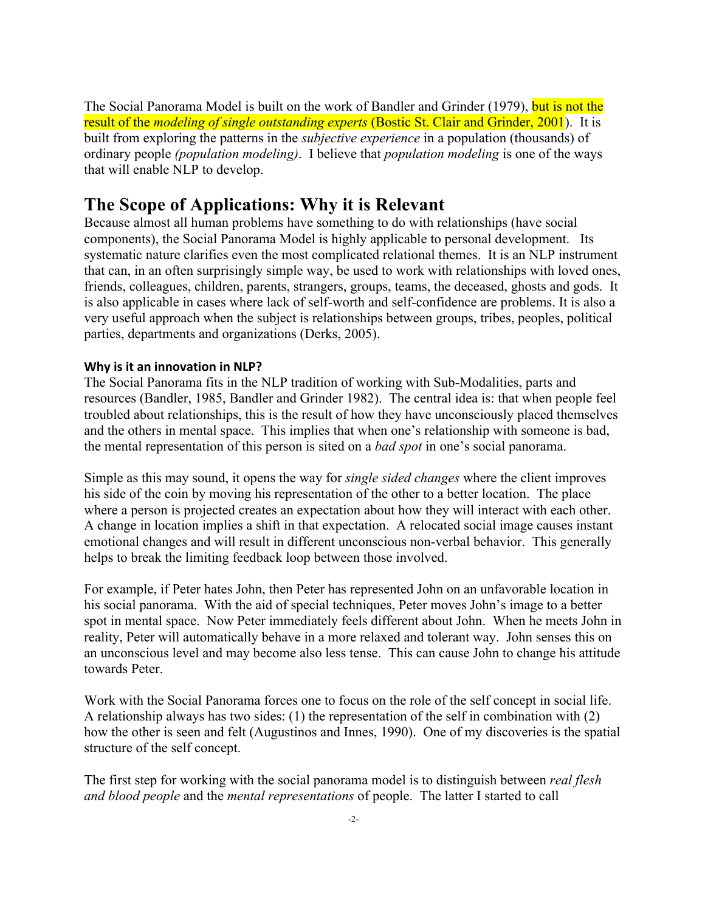The Social Panorama Model is built on the work of Bandler and Grinder (1979), but is not the result of the *modeling of single outstanding experts* (Bostic St. Clair and Grinder, 2001). It is built from exploring the patterns in the *subjective experience* in a population (thousands) of ordinary people *(population modeling)*. I believe that *population modeling* is one of the ways that will enable NLP to develop.

# The Scope of Applications: Why it is Relevant

Because almost all human problems have something to do with relationships (have social components), the Social Panorama Model is highly applicable to personal development. Its systematic nature clarifies even the most complicated relational themes. It is an NLP instrument that can, in an often surprisingly simple way, be used to work with relationships with loved ones, friends, colleagues, children, parents, strangers, groups, teams, the deceased, ghosts and gods. It is also applicable in cases where lack of self-worth and self-confidence are problems. It is also a very useful approach when the subject is relationships between groups, tribes, peoples, political parties, departments and organizations (Derks, 2005).

### Why is it an innovation in NLP?

The Social Panorama fits in the NLP tradition of working with Sub-Modalities, parts and resources (Bandler, 1985, Bandler and Grinder 1982). The central idea is: that when people feel troubled about relationships, this is the result of how they have unconsciously placed themselves and the others in mental space. This implies that when one's relationship with someone is bad, the mental representation of this person is sited on a *bad spot* in one's social panorama.

Simple as this may sound, it opens the way for *single sided changes* where the client improves his side of the coin by moving his representation of the other to a better location. The place where a person is projected creates an expectation about how they will interact with each other. A change in location implies a shift in that expectation. A relocated social image causes instant emotional changes and will result in different unconscious non-verbal behavior. This generally helps to break the limiting feedback loop between those involved.

For example, if Peter hates John, then Peter has represented John on an unfavorable location in his social panorama. With the aid of special techniques, Peter moves John's image to a better spot in mental space. Now Peter immediately feels different about John. When he meets John in reality, Peter will automatically behave in a more relaxed and tolerant way. John senses this on an unconscious level and may become also less tense. This can cause John to change his attitude towards Peter.

Work with the Social Panorama forces one to focus on the role of the self concept in social life. A relationship always has two sides: (1) the representation of the self in combination with (2) how the other is seen and felt (Augustinos and Innes, 1990). One of my discoveries is the spatial structure of the self concept.

The first step for working with the social panorama model is to distinguish between *real flesh and blood people* and the *mental representations* of people. The latter I started to call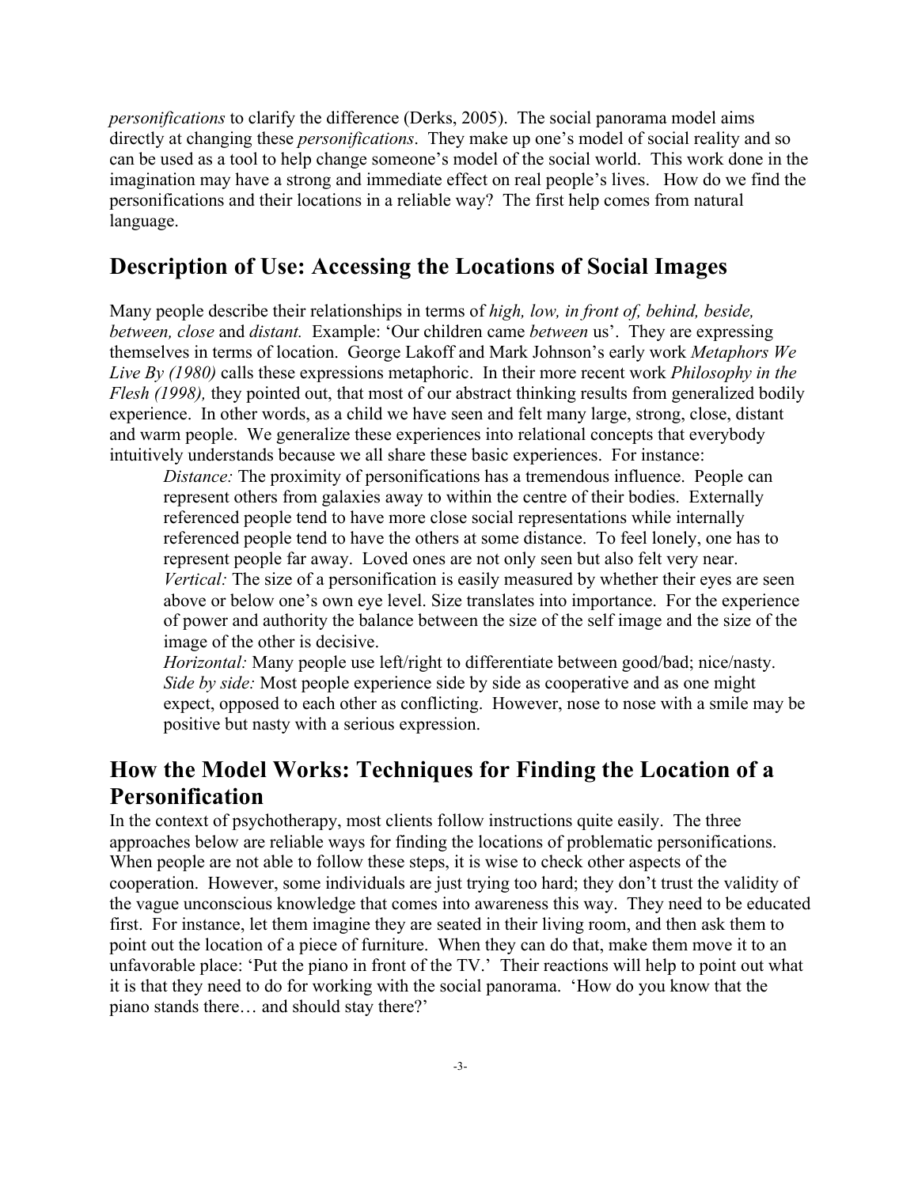*personifications* to clarify the difference (Derks, 2005). The social panorama model aims directly at changing these *personifications*. They make up one's model of social reality and so can be used as a tool to help change someone's model of the social world. This work done in the imagination may have a strong and immediate effect on real people's lives. How do we find the personifications and their locations in a reliable way? The first help comes from natural language.

## Description of Use: Accessing the Locations of Social Images

Many people describe their relationships in terms of *high, low, in front of, behind, beside, between, close* and *distant.* Example: 'Our children came *between* us'. They are expressing themselves in terms of location. George Lakoff and Mark Johnson's early work *Metaphors We Live By (1980)* calls these expressions metaphoric. In their more recent work *Philosophy in the Flesh (1998),* they pointed out, that most of our abstract thinking results from generalized bodily experience. In other words, as a child we have seen and felt many large, strong, close, distant and warm people. We generalize these experiences into relational concepts that everybody intuitively understands because we all share these basic experiences. For instance:

> *Distance:* The proximity of personifications has a tremendous influence. People can represent others from galaxies away to within the centre of their bodies. Externally referenced people tend to have more close social representations while internally referenced people tend to have the others at some distance. To feel lonely, one has to represent people far away. Loved ones are not only seen but also felt very near.
> *Vertical:* The size of a personification is easily measured by whether their eyes are seen above or below one's own eye level. Size translates into importance. For the experience of power and authority the balance between the size of the self image and the size of the image of the other is decisive.
> *Horizontal:* Many people use left/right to differentiate between good/bad; nice/nasty.
> *Side by side:* Most people experience side by side as cooperative and as one might expect, opposed to each other as conflicting. However, nose to nose with a smile may be positive but nasty with a serious expression.

## How the Model Works: Techniques for Finding the Location of a Personification

In the context of psychotherapy, most clients follow instructions quite easily. The three approaches below are reliable ways for finding the locations of problematic personifications. When people are not able to follow these steps, it is wise to check other aspects of the cooperation. However, some individuals are just trying too hard; they don't trust the validity of the vague unconscious knowledge that comes into awareness this way. They need to be educated first. For instance, let them imagine they are seated in their living room, and then ask them to point out the location of a piece of furniture. When they can do that, make them move it to an unfavorable place: 'Put the piano in front of the TV.' Their reactions will help to point out what it is that they need to do for working with the social panorama. 'How do you know that the piano stands there… and should stay there?'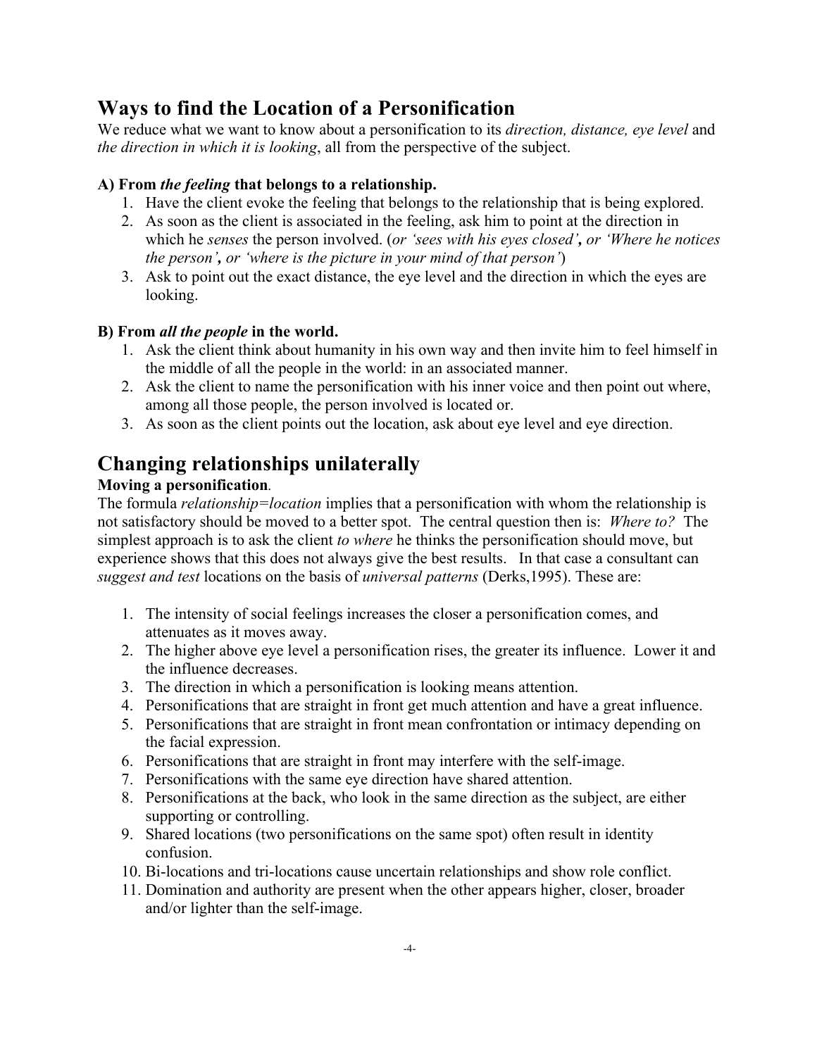## Ways to find the Location of a Personification

We reduce what we want to know about a personification to its *direction, distance, eye level* and *the direction in which it is looking*, all from the perspective of the subject.

**A) From *the feeling* that belongs to a relationship.**

1. Have the client evoke the feeling that belongs to the relationship that is being explored.
2. As soon as the client is associated in the feeling, ask him to point at the direction in which he *senses* the person involved. (*or 'sees with his eyes closed'*, *or 'Where he notices the person'*, *or 'where is the picture in your mind of that person'*)
3. Ask to point out the exact distance, the eye level and the direction in which the eyes are looking.

**B) From *all the people* in the world.**

1. Ask the client think about humanity in his own way and then invite him to feel himself in the middle of all the people in the world: in an associated manner.
2. Ask the client to name the personification with his inner voice and then point out where, among all those people, the person involved is located or.
3. As soon as the client points out the location, ask about eye level and eye direction.

## Changing relationships unilaterally

**Moving a personification**.

The formula *relationship=location* implies that a personification with whom the relationship is not satisfactory should be moved to a better spot. The central question then is: *Where to?* The simplest approach is to ask the client *to where* he thinks the personification should move, but experience shows that this does not always give the best results. In that case a consultant can *suggest and test* locations on the basis of *universal patterns* (Derks,1995). These are:

1. The intensity of social feelings increases the closer a personification comes, and attenuates as it moves away.
2. The higher above eye level a personification rises, the greater its influence. Lower it and the influence decreases.
3. The direction in which a personification is looking means attention.
4. Personifications that are straight in front get much attention and have a great influence.
5. Personifications that are straight in front mean confrontation or intimacy depending on the facial expression.
6. Personifications that are straight in front may interfere with the self-image.
7. Personifications with the same eye direction have shared attention.
8. Personifications at the back, who look in the same direction as the subject, are either supporting or controlling.
9. Shared locations (two personifications on the same spot) often result in identity confusion.
10. Bi-locations and tri-locations cause uncertain relationships and show role conflict.
11. Domination and authority are present when the other appears higher, closer, broader and/or lighter than the self-image.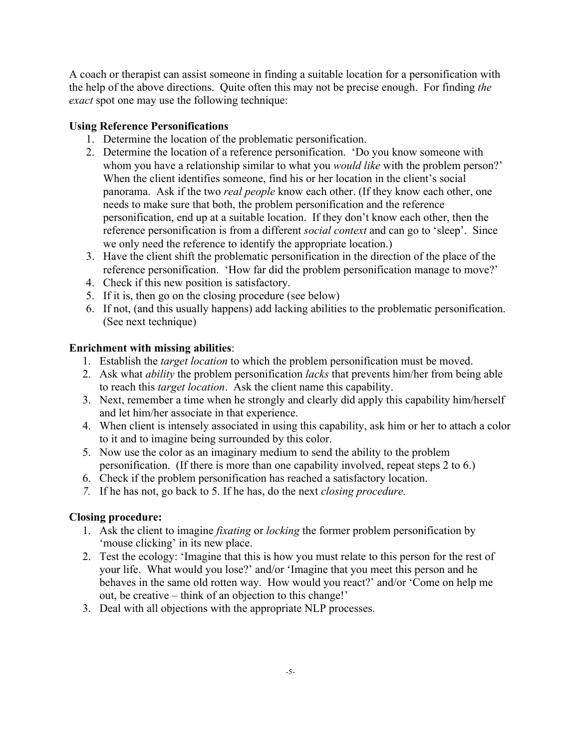A coach or therapist can assist someone in finding a suitable location for a personification with the help of the above directions. Quite often this may not be precise enough. For finding *the exact* spot one may use the following technique:

**Using Reference Personifications**

1. Determine the location of the problematic personification.
2. Determine the location of a reference personification. 'Do you know someone with whom you have a relationship similar to what you *would like* with the problem person?' When the client identifies someone, find his or her location in the client's social panorama. Ask if the two *real people* know each other. (If they know each other, one needs to make sure that both, the problem personification and the reference personification, end up at a suitable location. If they don't know each other, then the reference personification is from a different *social context* and can go to 'sleep'. Since we only need the reference to identify the appropriate location.)
3. Have the client shift the problematic personification in the direction of the place of the reference personification. 'How far did the problem personification manage to move?'
4. Check if this new position is satisfactory.
5. If it is, then go on the closing procedure (see below)
6. If not, (and this usually happens) add lacking abilities to the problematic personification. (See next technique)

**Enrichment with missing abilities**:

1. Establish the *target location* to which the problem personification must be moved.
2. Ask what *ability* the problem personification *lacks* that prevents him/her from being able to reach this *target location*. Ask the client name this capability.
3. Next, remember a time when he strongly and clearly did apply this capability him/herself and let him/her associate in that experience.
4. When client is intensely associated in using this capability, ask him or her to attach a color to it and to imagine being surrounded by this color.
5. Now use the color as an imaginary medium to send the ability to the problem personification. (If there is more than one capability involved, repeat steps 2 to 6.)
6. Check if the problem personification has reached a satisfactory location.
7. *If he has not, go back to 5. If he has, do the next closing procedure.*

**Closing procedure:**

1. Ask the client to imagine *fixating* or *locking* the former problem personification by 'mouse clicking' in its new place.
2. Test the ecology: 'Imagine that this is how you must relate to this person for the rest of your life. What would you lose?' and/or 'Imagine that you meet this person and he behaves in the same old rotten way. How would you react?' and/or 'Come on help me out, be creative – think of an objection to this change!'
3. Deal with all objections with the appropriate NLP processes.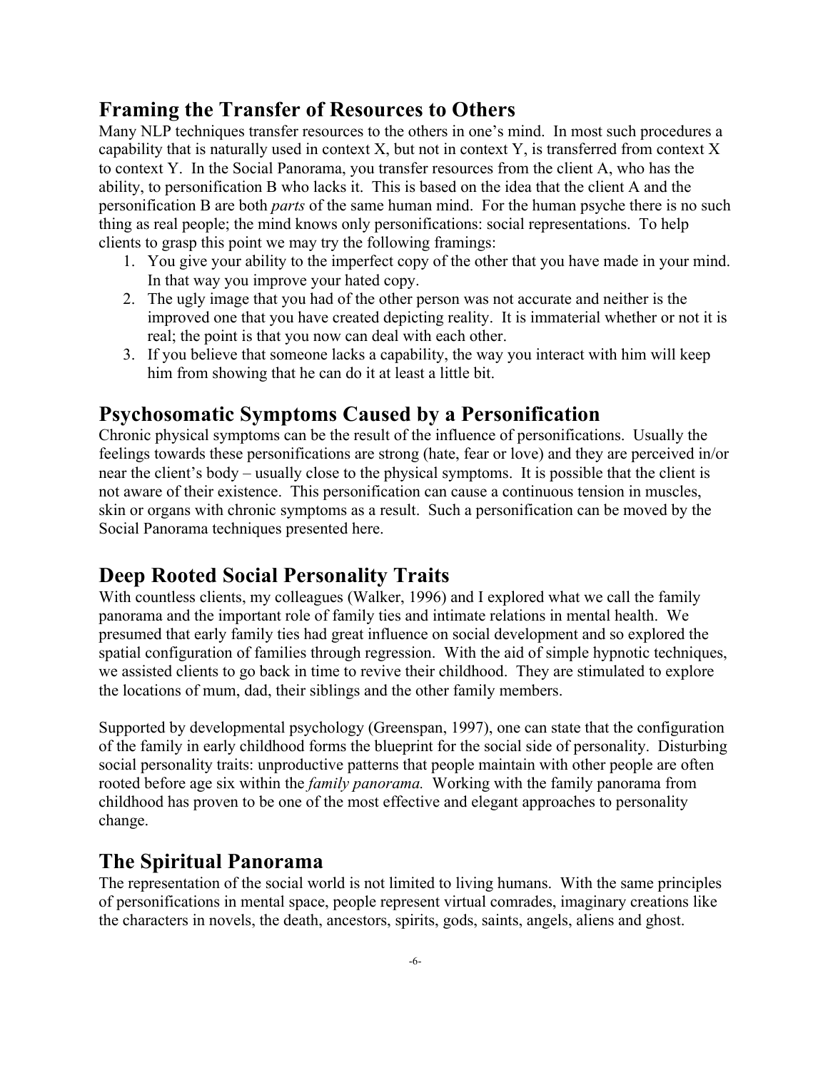## Framing the Transfer of Resources to Others

Many NLP techniques transfer resources to the others in one's mind. In most such procedures a capability that is naturally used in context X, but not in context Y, is transferred from context X to context Y. In the Social Panorama, you transfer resources from the client A, who has the ability, to personification B who lacks it. This is based on the idea that the client A and the personification B are both *parts* of the same human mind. For the human psyche there is no such thing as real people; the mind knows only personifications: social representations. To help clients to grasp this point we may try the following framings:

1. You give your ability to the imperfect copy of the other that you have made in your mind. In that way you improve your hated copy.
2. The ugly image that you had of the other person was not accurate and neither is the improved one that you have created depicting reality. It is immaterial whether or not it is real; the point is that you now can deal with each other.
3. If you believe that someone lacks a capability, the way you interact with him will keep him from showing that he can do it at least a little bit.

## Psychosomatic Symptoms Caused by a Personification

Chronic physical symptoms can be the result of the influence of personifications. Usually the feelings towards these personifications are strong (hate, fear or love) and they are perceived in/or near the client's body – usually close to the physical symptoms. It is possible that the client is not aware of their existence. This personification can cause a continuous tension in muscles, skin or organs with chronic symptoms as a result. Such a personification can be moved by the Social Panorama techniques presented here.

## Deep Rooted Social Personality Traits

With countless clients, my colleagues (Walker, 1996) and I explored what we call the family panorama and the important role of family ties and intimate relations in mental health. We presumed that early family ties had great influence on social development and so explored the spatial configuration of families through regression. With the aid of simple hypnotic techniques, we assisted clients to go back in time to revive their childhood. They are stimulated to explore the locations of mum, dad, their siblings and the other family members.

Supported by developmental psychology (Greenspan, 1997), one can state that the configuration of the family in early childhood forms the blueprint for the social side of personality. Disturbing social personality traits: unproductive patterns that people maintain with other people are often rooted before age six within the *family panorama.* Working with the family panorama from childhood has proven to be one of the most effective and elegant approaches to personality change.

## The Spiritual Panorama

The representation of the social world is not limited to living humans. With the same principles of personifications in mental space, people represent virtual comrades, imaginary creations like the characters in novels, the death, ancestors, spirits, gods, saints, angels, aliens and ghost.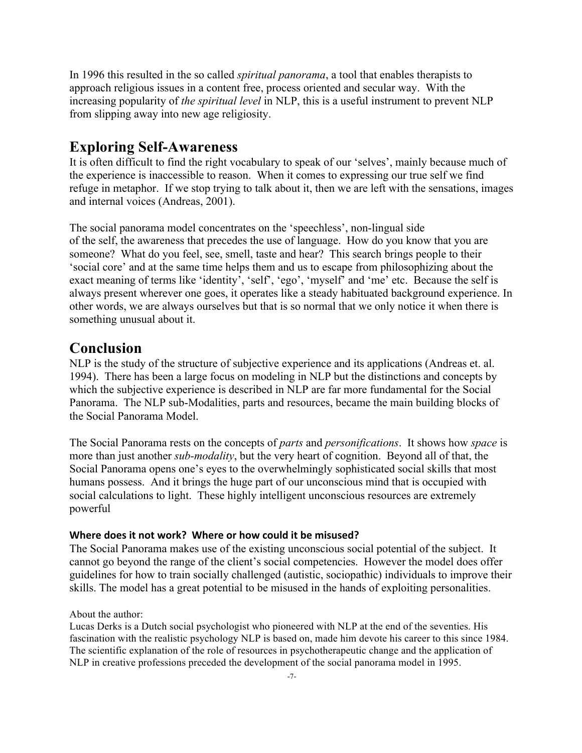In 1996 this resulted in the so called *spiritual panorama*, a tool that enables therapists to approach religious issues in a content free, process oriented and secular way. With the increasing popularity of *the spiritual level* in NLP, this is a useful instrument to prevent NLP from slipping away into new age religiosity.

## Exploring Self-Awareness

It is often difficult to find the right vocabulary to speak of our 'selves', mainly because much of the experience is inaccessible to reason. When it comes to expressing our true self we find refuge in metaphor. If we stop trying to talk about it, then we are left with the sensations, images and internal voices (Andreas, 2001).

The social panorama model concentrates on the 'speechless', non-lingual side of the self, the awareness that precedes the use of language. How do you know that you are someone? What do you feel, see, smell, taste and hear? This search brings people to their 'social core' and at the same time helps them and us to escape from philosophizing about the exact meaning of terms like 'identity', 'self', 'ego', 'myself' and 'me' etc. Because the self is always present wherever one goes, it operates like a steady habituated background experience. In other words, we are always ourselves but that is so normal that we only notice it when there is something unusual about it.

## Conclusion

NLP is the study of the structure of subjective experience and its applications (Andreas et. al. 1994). There has been a large focus on modeling in NLP but the distinctions and concepts by which the subjective experience is described in NLP are far more fundamental for the Social Panorama. The NLP sub-Modalities, parts and resources, became the main building blocks of the Social Panorama Model.

The Social Panorama rests on the concepts of *parts* and *personifications*. It shows how *space* is more than just another *sub-modality*, but the very heart of cognition. Beyond all of that, the Social Panorama opens one's eyes to the overwhelmingly sophisticated social skills that most humans possess. And it brings the huge part of our unconscious mind that is occupied with social calculations to light. These highly intelligent unconscious resources are extremely powerful

#### Where does it not work? Where or how could it be misused?

The Social Panorama makes use of the existing unconscious social potential of the subject. It cannot go beyond the range of the client's social competencies. However the model does offer guidelines for how to train socially challenged (autistic, sociopathic) individuals to improve their skills. The model has a great potential to be misused in the hands of exploiting personalities.

About the author:
Lucas Derks is a Dutch social psychologist who pioneered with NLP at the end of the seventies. His fascination with the realistic psychology NLP is based on, made him devote his career to this since 1984. The scientific explanation of the role of resources in psychotherapeutic change and the application of NLP in creative professions preceded the development of the social panorama model in 1995.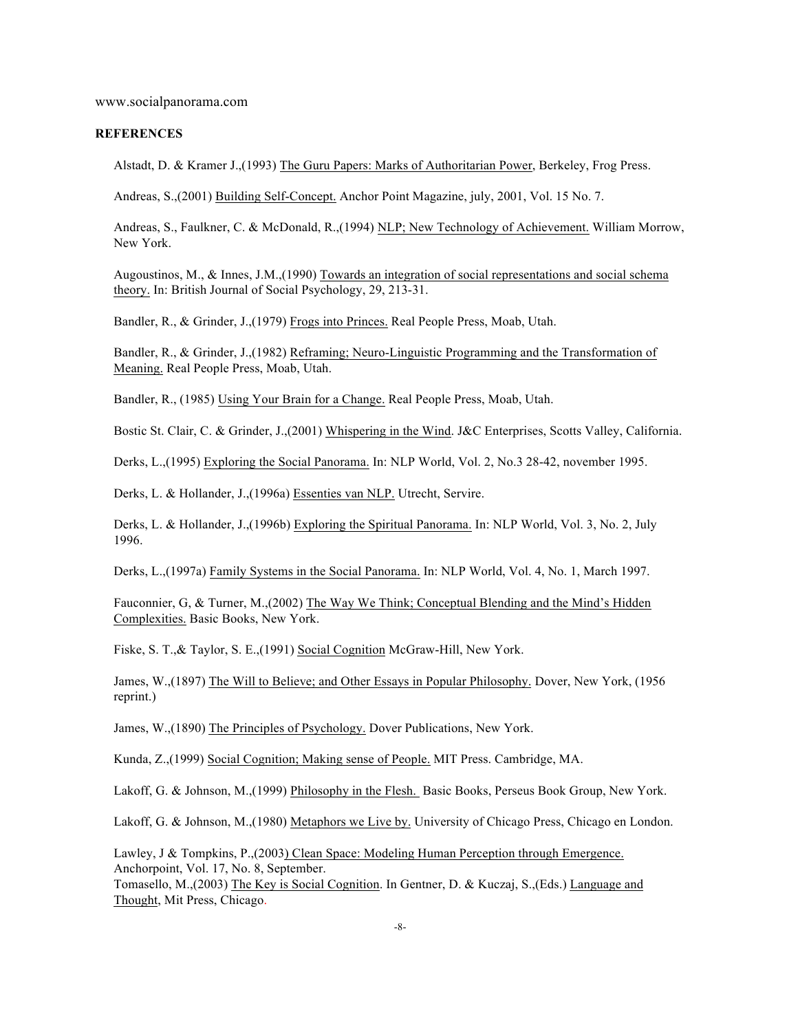www.socialpanorama.com

**REFERENCES**

Alstadt, D. & Kramer J.,(1993) The Guru Papers: Marks of Authoritarian Power, Berkeley, Frog Press.

Andreas, S.,(2001) Building Self-Concept. Anchor Point Magazine, july, 2001, Vol. 15 No. 7.

Andreas, S., Faulkner, C. & McDonald, R.,(1994) NLP; New Technology of Achievement. William Morrow, New York.

Augoustinos, M., & Innes, J.M.,(1990) Towards an integration of social representations and social schema theory. In: British Journal of Social Psychology, 29, 213-31.

Bandler, R., & Grinder, J.,(1979) Frogs into Princes. Real People Press, Moab, Utah.

Bandler, R., & Grinder, J.,(1982) Reframing; Neuro-Linguistic Programming and the Transformation of Meaning. Real People Press, Moab, Utah.

Bandler, R., (1985) Using Your Brain for a Change. Real People Press, Moab, Utah.

Bostic St. Clair, C. & Grinder, J.,(2001) Whispering in the Wind. J&C Enterprises, Scotts Valley, California.

Derks, L.,(1995) Exploring the Social Panorama. In: NLP World, Vol. 2, No.3 28-42, november 1995.

Derks, L. & Hollander, J.,(1996a) Essenties van NLP. Utrecht, Servire.

Derks, L. & Hollander, J.,(1996b) Exploring the Spiritual Panorama. In: NLP World, Vol. 3, No. 2, July 1996.

Derks, L.,(1997a) Family Systems in the Social Panorama. In: NLP World, Vol. 4, No. 1, March 1997.

Fauconnier, G, & Turner, M.,(2002) The Way We Think; Conceptual Blending and the Mind's Hidden Complexities. Basic Books, New York.

Fiske, S. T.,& Taylor, S. E.,(1991) Social Cognition McGraw-Hill, New York.

James, W.,(1897) The Will to Believe; and Other Essays in Popular Philosophy. Dover, New York, (1956 reprint.)

James, W.,(1890) The Principles of Psychology. Dover Publications, New York.

Kunda, Z.,(1999) Social Cognition; Making sense of People. MIT Press. Cambridge, MA.

Lakoff, G. & Johnson, M.,(1999) Philosophy in the Flesh. Basic Books, Perseus Book Group, New York.

Lakoff, G. & Johnson, M.,(1980) Metaphors we Live by. University of Chicago Press, Chicago en London.

Lawley, J & Tompkins, P.,(2003) Clean Space: Modeling Human Perception through Emergence. Anchorpoint, Vol. 17, No. 8, September.

Tomasello, M.,(2003) The Key is Social Cognition. In Gentner, D. & Kuczaj, S.,(Eds.) Language and Thought, Mit Press, Chicago.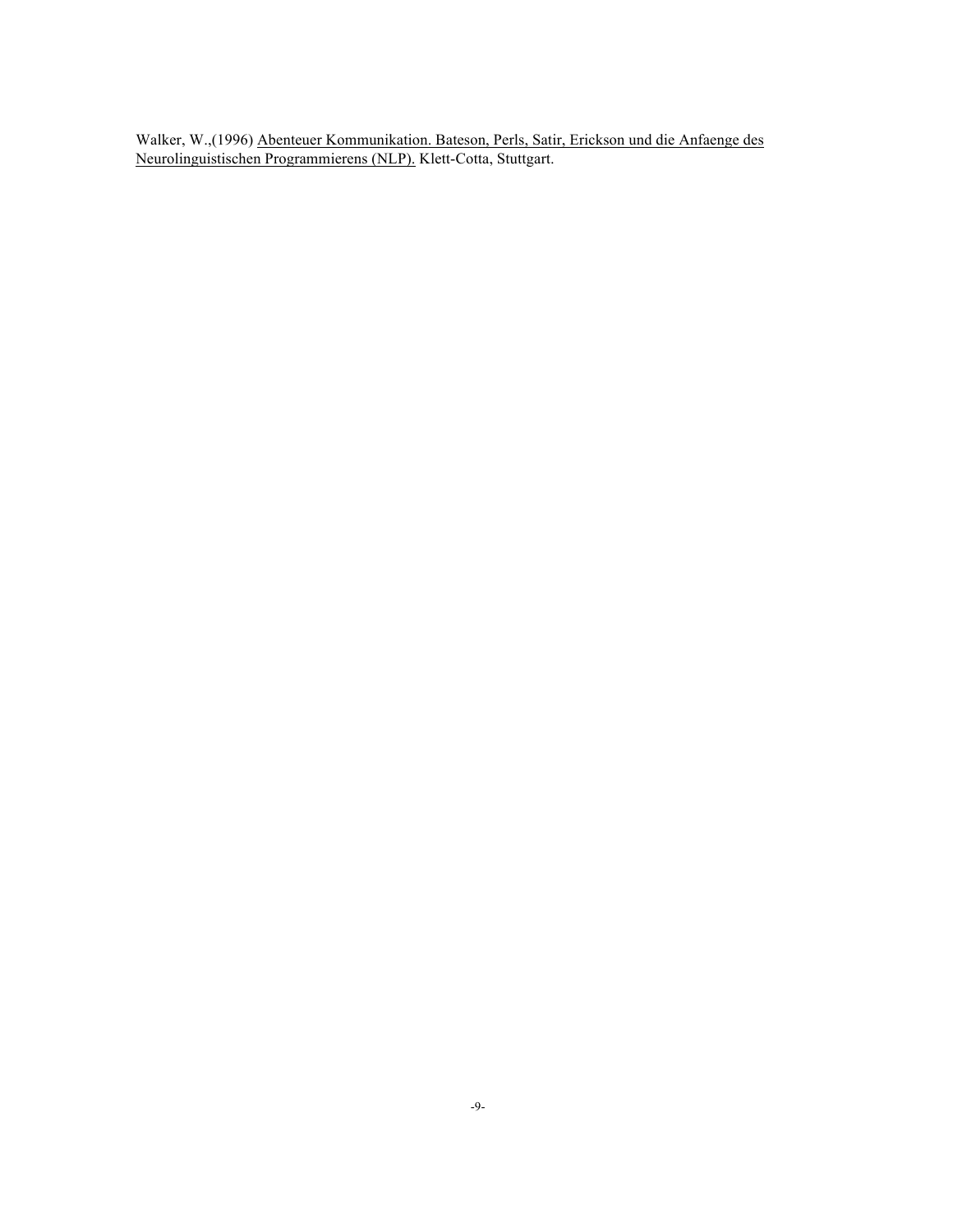Walker, W.,(1996) <u>Abenteuer Kommunikation. Bateson, Perls, Satir, Erickson und die Anfaenge des Neurolinguistischen Programmierens (NLP).</u> Klett-Cotta, Stuttgart.